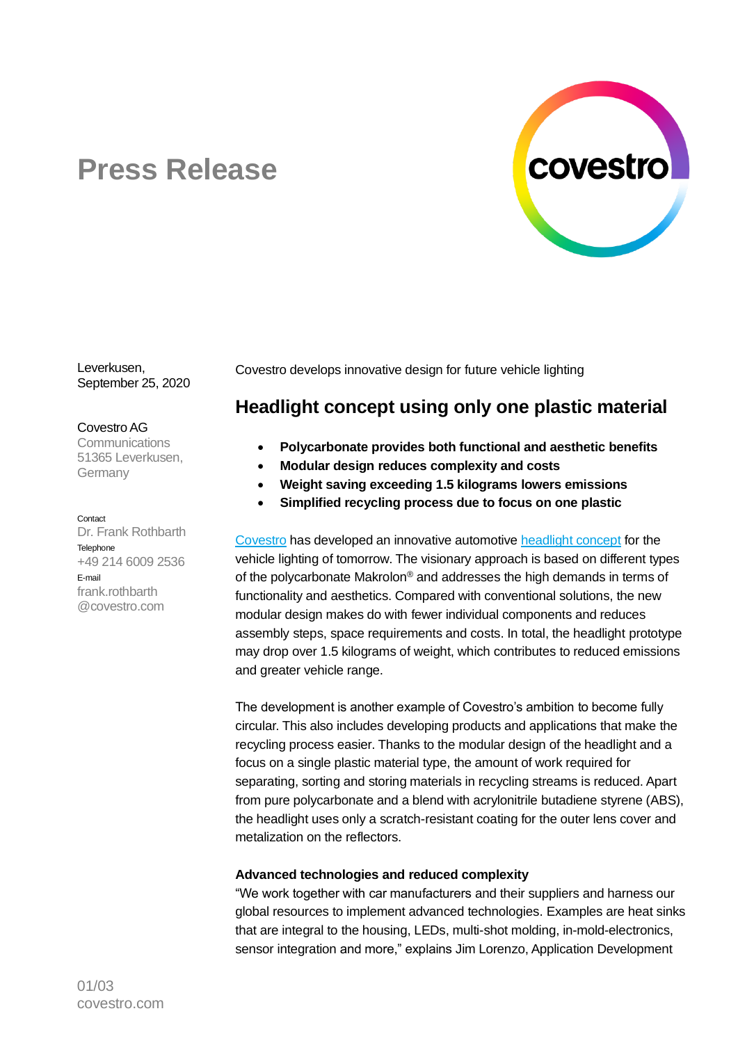# Press Release

Leverkusen,
September 25, 2020

Covestro AG
Communications
51365 Leverkusen,
Germany

Contact
Dr. Frank Rothbarth
Telephone
+49 214 6009 2536
E-mail
frank.rothbarth@covestro.com

Covestro develops innovative design for future vehicle lighting

## Headlight concept using only one plastic material

- **Polycarbonate provides both functional and aesthetic benefits**
- **Modular design reduces complexity and costs**
- **Weight saving exceeding 1.5 kilograms lowers emissions**
- **Simplified recycling process due to focus on one plastic**

Covestro has developed an innovative automotive headlight concept for the vehicle lighting of tomorrow. The visionary approach is based on different types of the polycarbonate Makrolon® and addresses the high demands in terms of functionality and aesthetics. Compared with conventional solutions, the new modular design makes do with fewer individual components and reduces assembly steps, space requirements and costs. In total, the headlight prototype may drop over 1.5 kilograms of weight, which contributes to reduced emissions and greater vehicle range.

The development is another example of Covestro's ambition to become fully circular. This also includes developing products and applications that make the recycling process easier. Thanks to the modular design of the headlight and a focus on a single plastic material type, the amount of work required for separating, sorting and storing materials in recycling streams is reduced. Apart from pure polycarbonate and a blend with acrylonitrile butadiene styrene (ABS), the headlight uses only a scratch-resistant coating for the outer lens cover and metalization on the reflectors.

### Advanced technologies and reduced complexity

"We work together with car manufacturers and their suppliers and harness our global resources to implement advanced technologies. Examples are heat sinks that are integral to the housing, LEDs, multi-shot molding, in-mold-electronics, sensor integration and more," explains Jim Lorenzo, Application Development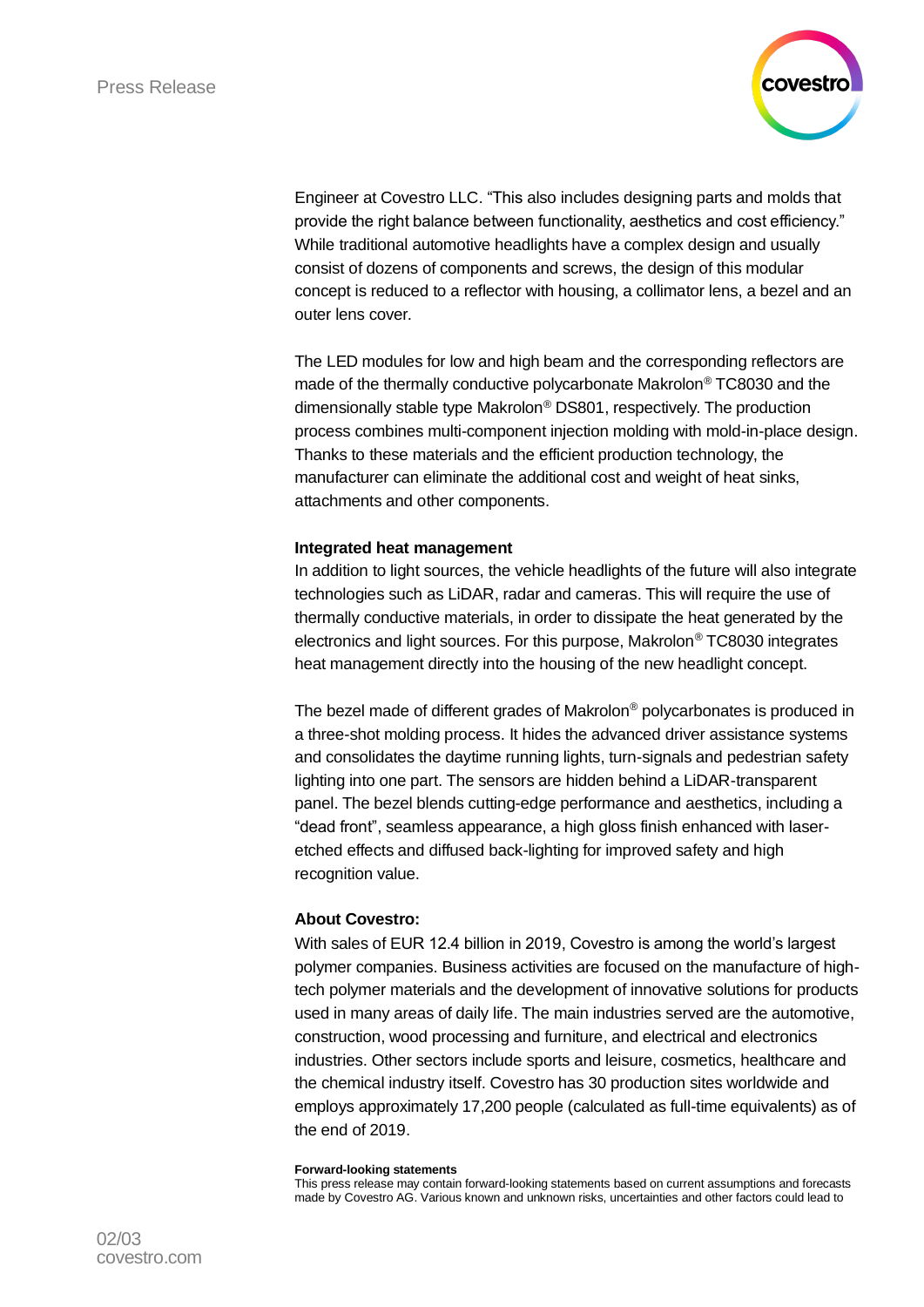Engineer at Covestro LLC. "This also includes designing parts and molds that provide the right balance between functionality, aesthetics and cost efficiency." While traditional automotive headlights have a complex design and usually consist of dozens of components and screws, the design of this modular concept is reduced to a reflector with housing, a collimator lens, a bezel and an outer lens cover.

The LED modules for low and high beam and the corresponding reflectors are made of the thermally conductive polycarbonate Makrolon® TC8030 and the dimensionally stable type Makrolon® DS801, respectively. The production process combines multi-component injection molding with mold-in-place design. Thanks to these materials and the efficient production technology, the manufacturer can eliminate the additional cost and weight of heat sinks, attachments and other components.

**Integrated heat management**

In addition to light sources, the vehicle headlights of the future will also integrate technologies such as LiDAR, radar and cameras. This will require the use of thermally conductive materials, in order to dissipate the heat generated by the electronics and light sources. For this purpose, Makrolon® TC8030 integrates heat management directly into the housing of the new headlight concept.

The bezel made of different grades of Makrolon® polycarbonates is produced in a three-shot molding process. It hides the advanced driver assistance systems and consolidates the daytime running lights, turn-signals and pedestrian safety lighting into one part. The sensors are hidden behind a LiDAR-transparent panel. The bezel blends cutting-edge performance and aesthetics, including a "dead front", seamless appearance, a high gloss finish enhanced with laser-etched effects and diffused back-lighting for improved safety and high recognition value.

**About Covestro:**

With sales of EUR 12.4 billion in 2019, Covestro is among the world's largest polymer companies. Business activities are focused on the manufacture of high-tech polymer materials and the development of innovative solutions for products used in many areas of daily life. The main industries served are the automotive, construction, wood processing and furniture, and electrical and electronics industries. Other sectors include sports and leisure, cosmetics, healthcare and the chemical industry itself. Covestro has 30 production sites worldwide and employs approximately 17,200 people (calculated as full-time equivalents) as of the end of 2019.

**Forward-looking statements**

This press release may contain forward-looking statements based on current assumptions and forecasts made by Covestro AG. Various known and unknown risks, uncertainties and other factors could lead to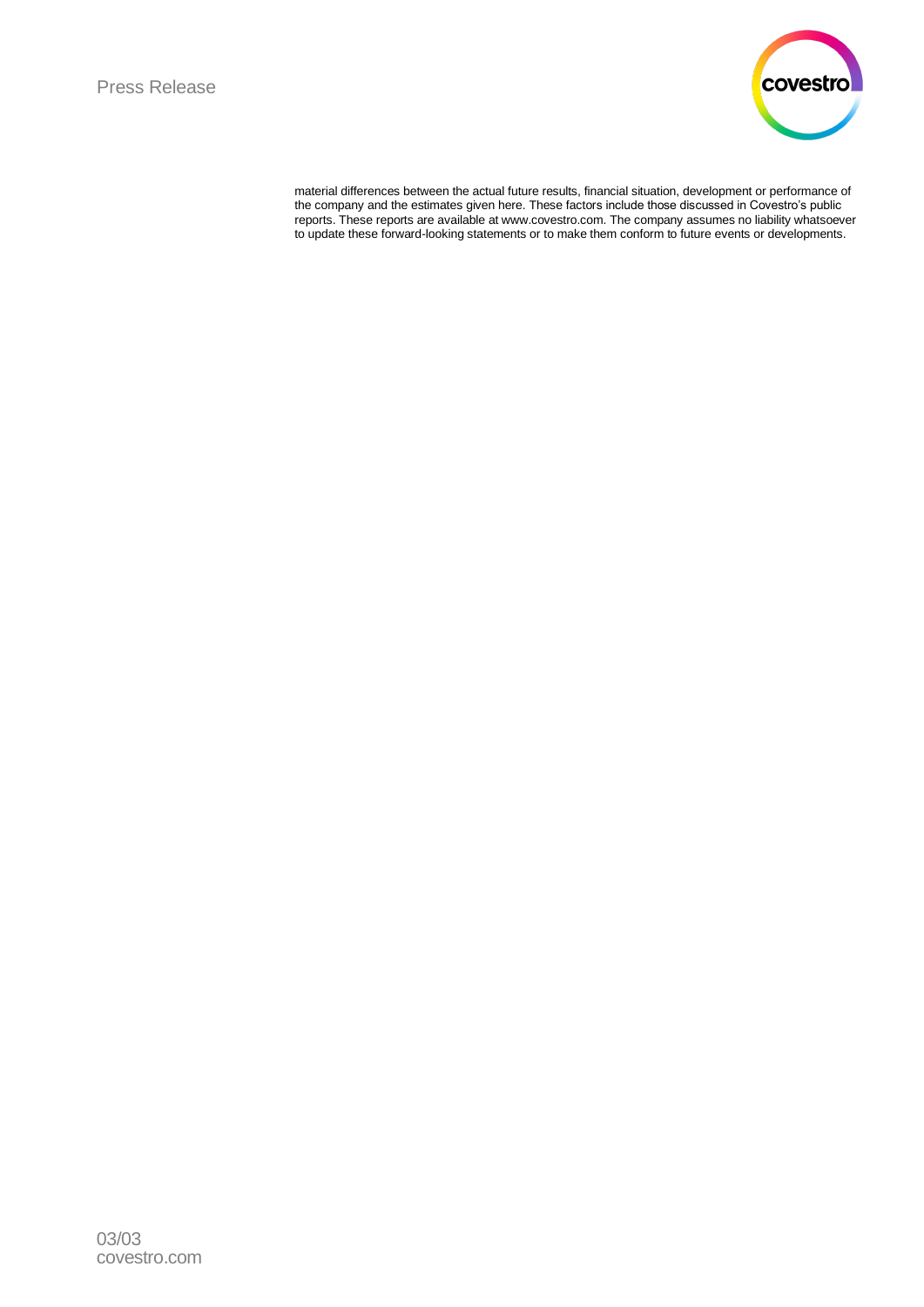material differences between the actual future results, financial situation, development or performance of the company and the estimates given here. These factors include those discussed in Covestro's public reports. These reports are available at www.covestro.com. The company assumes no liability whatsoever to update these forward-looking statements or to make them conform to future events or developments.